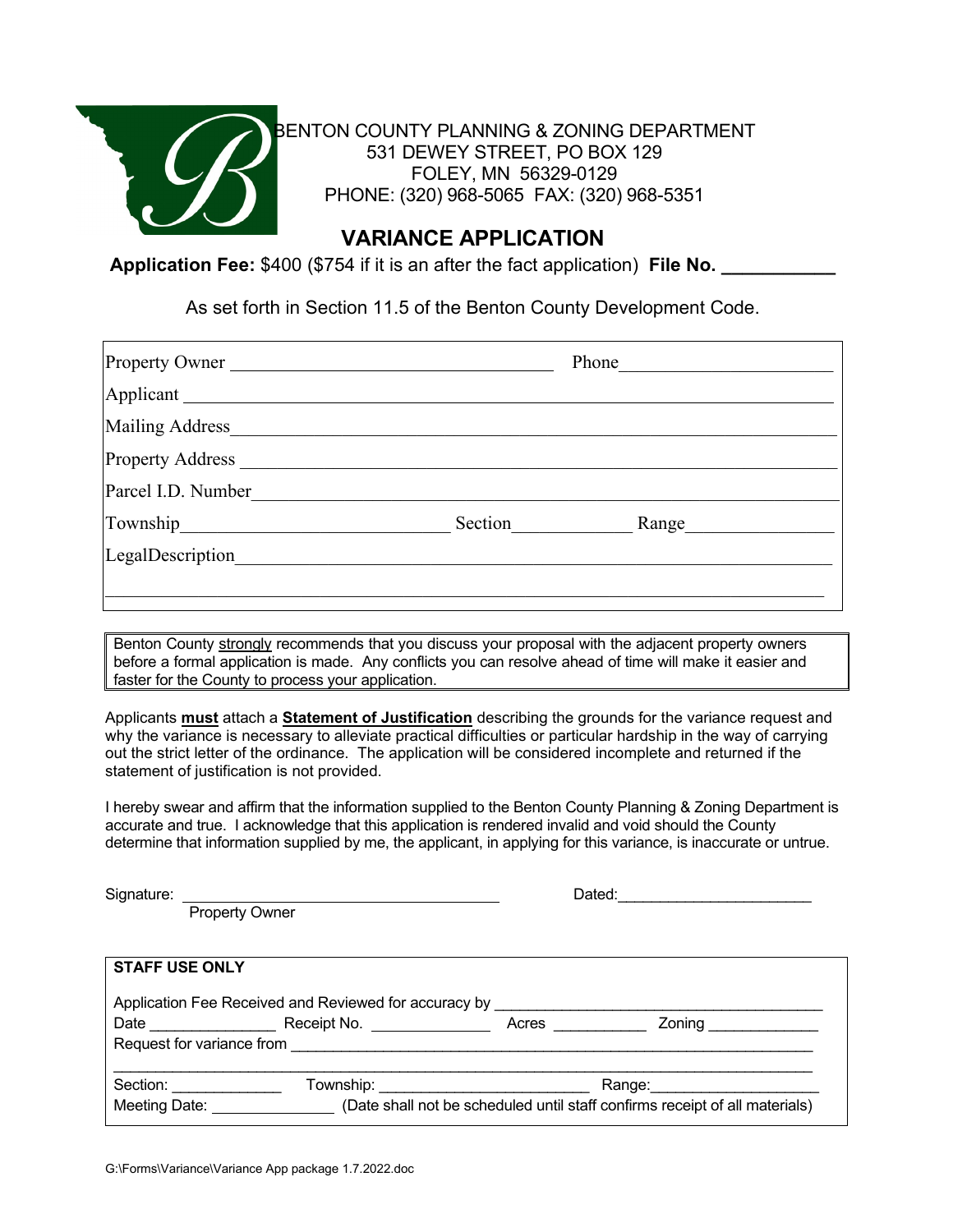BENTON COUNTY PLANNING & ZONING DEPARTMENT
531 DEWEY STREET, PO BOX 129
FOLEY, MN 56329-0129
PHONE: (320) 968-5065 FAX: (320) 968-5351

## VARIANCE APPLICATION

**Application Fee:** $400 ($754 if it is an after the fact application) **File No.** ___________

As set forth in Section 11.5 of the Benton County Development Code.

Property Owner ___________________________________ Phone ______________________

Applicant ___________________________________________________________________

Mailing Address _____________________________________________________________

Property Address ____________________________________________________________

Parcel I.D. Number ___________________________________________________________

Township ____________________________ Section ____________ Range ________________

LegalDescription _____________________________________________________________

_____________________________________________________________________________

Benton County strongly recommends that you discuss your proposal with the adjacent property owners before a formal application is made. Any conflicts you can resolve ahead of time will make it easier and faster for the County to process your application.

Applicants **must** attach a **Statement of Justification** describing the grounds for the variance request and why the variance is necessary to alleviate practical difficulties or particular hardship in the way of carrying out the strict letter of the ordinance. The application will be considered incomplete and returned if the statement of justification is not provided.

I hereby swear and affirm that the information supplied to the Benton County Planning & Zoning Department is accurate and true. I acknowledge that this application is rendered invalid and void should the County determine that information supplied by me, the applicant, in applying for this variance, is inaccurate or untrue.

Signature: _____________________________________ Dated: _______________________
Property Owner

**STAFF USE ONLY**

Application Fee Received and Reviewed for accuracy by ______________________________________

Date _______________ Receipt No. ______________ Acres ___________ Zoning _____________

Request for variance from ____________________________________________________________

_____________________________________________________________________________

Section: _____________ Township: _________________________ Range: ____________________

Meeting Date: ______________ (Date shall not be scheduled until staff confirms receipt of all materials)

G:\Forms\Variance\Variance App package 1.7.2022.doc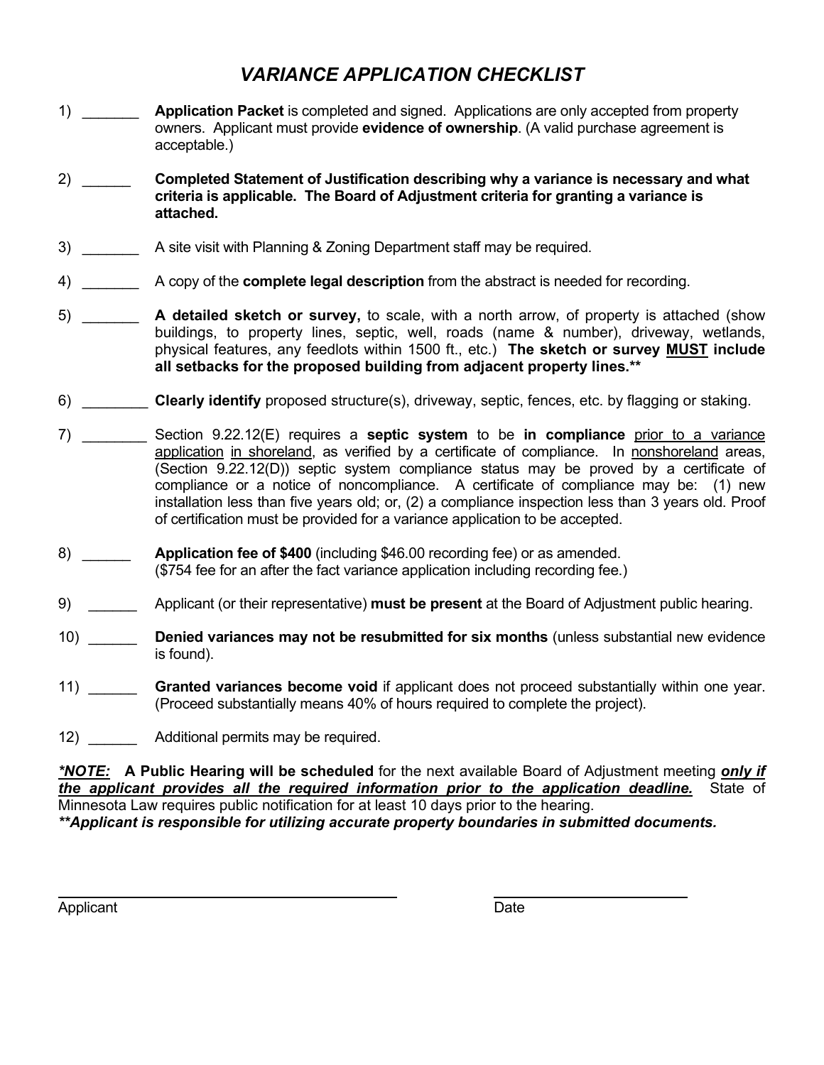# *VARIANCE APPLICATION CHECKLIST*

1) _______ **Application Packet** is completed and signed. Applications are only accepted from property owners. Applicant must provide **evidence of ownership**. (A valid purchase agreement is acceptable.)

2) ______ **Completed Statement of Justification describing why a variance is necessary and what criteria is applicable. The Board of Adjustment criteria for granting a variance is attached.**

3) _______ A site visit with Planning & Zoning Department staff may be required.

4) _______ A copy of the **complete legal description** from the abstract is needed for recording.

5) _______ **A detailed sketch or survey,** to scale, with a north arrow, of property is attached (show buildings, to property lines, septic, well, roads (name & number), driveway, wetlands, physical features, any feedlots within 1500 ft., etc.) **The sketch or survey <u>MUST</u> include all setbacks for the proposed building from adjacent property lines.****

6) ________ **Clearly identify** proposed structure(s), driveway, septic, fences, etc. by flagging or staking.

7) ________ Section 9.22.12(E) requires a **septic system** to be **in compliance** <u>prior to a variance application</u> <u>in shoreland</u>, as verified by a certificate of compliance. In <u>nonshoreland</u> areas, (Section 9.22.12(D)) septic system compliance status may be proved by a certificate of compliance or a notice of noncompliance. A certificate of compliance may be: (1) new installation less than five years old; or, (2) a compliance inspection less than 3 years old. Proof of certification must be provided for a variance application to be accepted.

8) ______ **Application fee of $400** (including $46.00 recording fee) or as amended. ($754 fee for an after the fact variance application including recording fee.)

9) ______ Applicant (or their representative) **must be present** at the Board of Adjustment public hearing.

10) ______ **Denied variances may not be resubmitted for six months** (unless substantial new evidence is found).

11) ______ **Granted variances become void** if applicant does not proceed substantially within one year. (Proceed substantially means 40% of hours required to complete the project).

12) ______ Additional permits may be required.

***<u>*NOTE:</u>*** **A Public Hearing will be scheduled** for the next available Board of Adjustment meeting ***<u>only if the applicant provides all the required information prior to the application deadline.</u>*** State of Minnesota Law requires public notification for at least 10 days prior to the hearing.
***\*\*Applicant is responsible for utilizing accurate property boundaries in submitted documents.***

_________________________________________ _________________________

Applicant Date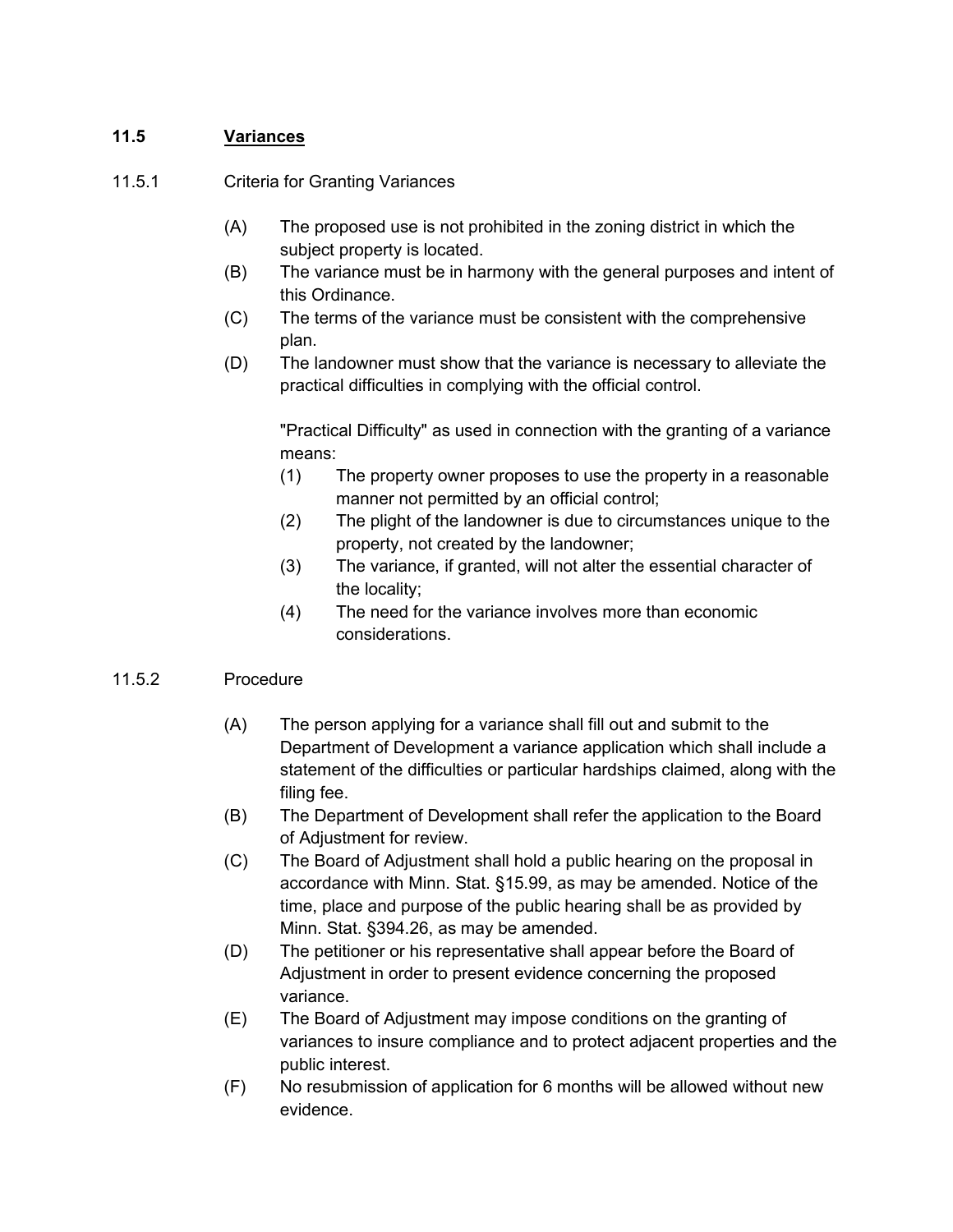## 11.5 <u>Variances</u>

11.5.1 Criteria for Granting Variances

- (A) The proposed use is not prohibited in the zoning district in which the subject property is located.
- (B) The variance must be in harmony with the general purposes and intent of this Ordinance.
- (C) The terms of the variance must be consistent with the comprehensive plan.
- (D) The landowner must show that the variance is necessary to alleviate the practical difficulties in complying with the official control.

  "Practical Difficulty" as used in connection with the granting of a variance means:

  - (1) The property owner proposes to use the property in a reasonable manner not permitted by an official control;
  - (2) The plight of the landowner is due to circumstances unique to the property, not created by the landowner;
  - (3) The variance, if granted, will not alter the essential character of the locality;
  - (4) The need for the variance involves more than economic considerations.

11.5.2 Procedure

- (A) The person applying for a variance shall fill out and submit to the Department of Development a variance application which shall include a statement of the difficulties or particular hardships claimed, along with the filing fee.
- (B) The Department of Development shall refer the application to the Board of Adjustment for review.
- (C) The Board of Adjustment shall hold a public hearing on the proposal in accordance with Minn. Stat. §15.99, as may be amended. Notice of the time, place and purpose of the public hearing shall be as provided by Minn. Stat. §394.26, as may be amended.
- (D) The petitioner or his representative shall appear before the Board of Adjustment in order to present evidence concerning the proposed variance.
- (E) The Board of Adjustment may impose conditions on the granting of variances to insure compliance and to protect adjacent properties and the public interest.
- (F) No resubmission of application for 6 months will be allowed without new evidence.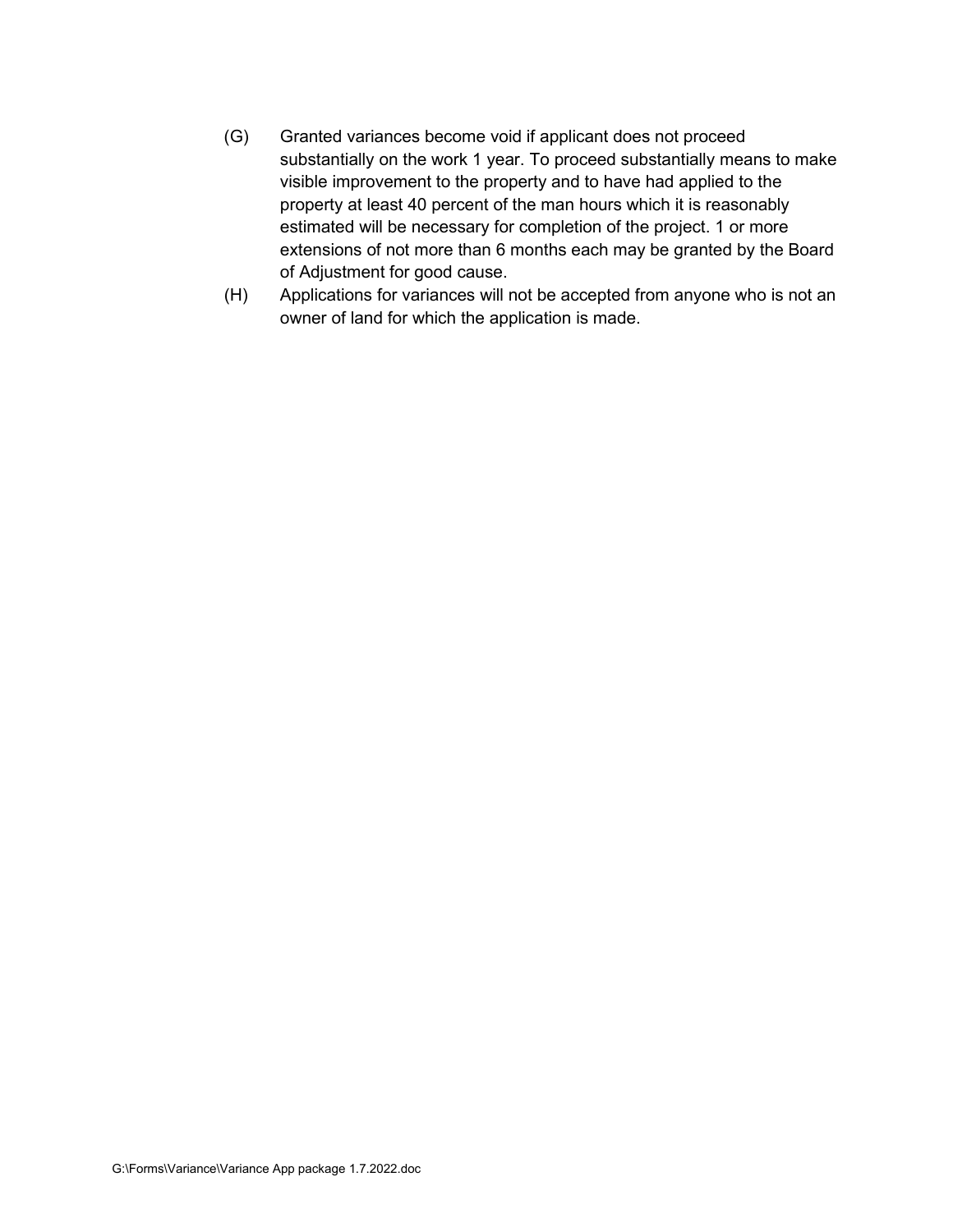(G) Granted variances become void if applicant does not proceed substantially on the work 1 year. To proceed substantially means to make visible improvement to the property and to have had applied to the property at least 40 percent of the man hours which it is reasonably estimated will be necessary for completion of the project. 1 or more extensions of not more than 6 months each may be granted by the Board of Adjustment for good cause.

(H) Applications for variances will not be accepted from anyone who is not an owner of land for which the application is made.

G:\Forms\Variance\Variance App package 1.7.2022.doc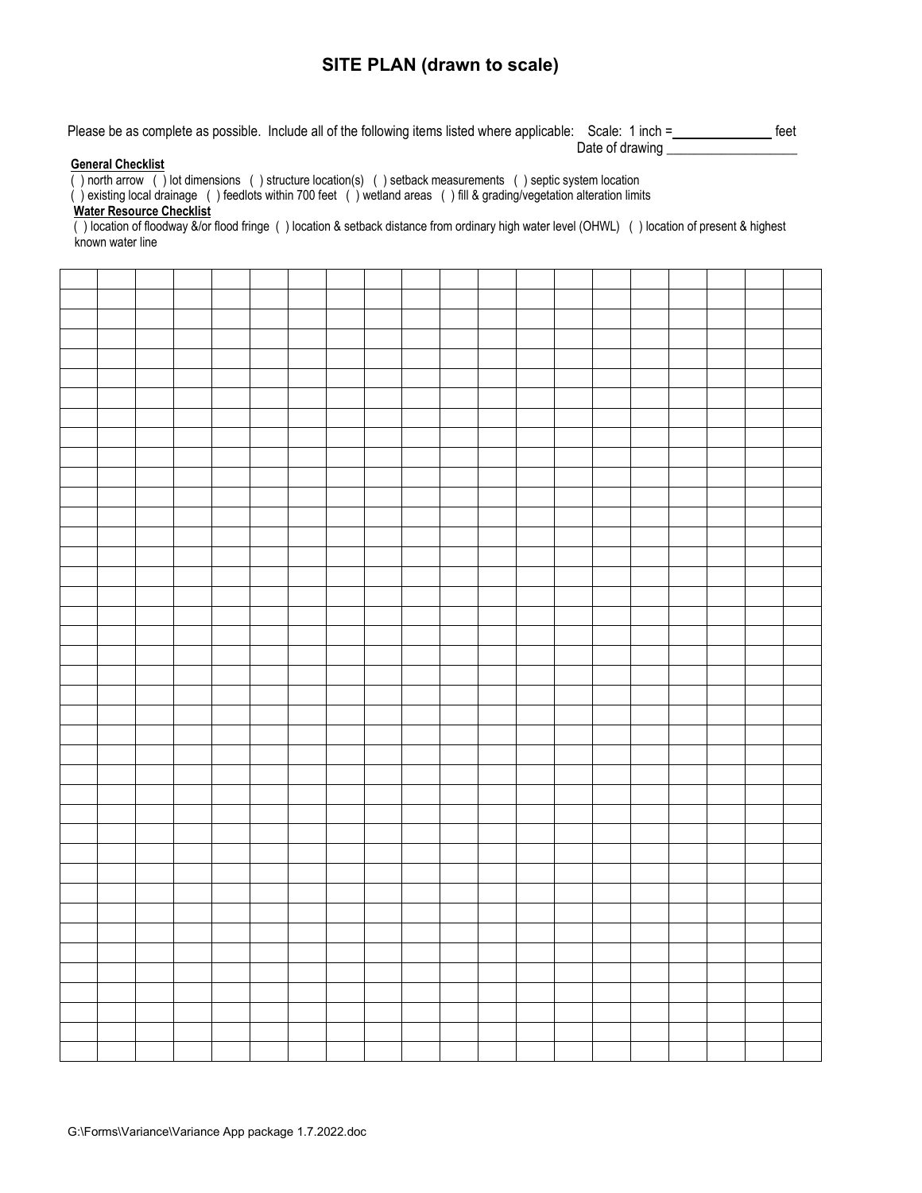# SITE PLAN (drawn to scale)

Please be as complete as possible. Include all of the following items listed where applicable: Scale: 1 inch = _____________ feet

Date of drawing ___________________

**General Checklist**

( ) north arrow ( ) lot dimensions ( ) structure location(s) ( ) setback measurements ( ) septic system location

( ) existing local drainage ( ) feedlots within 700 feet ( ) wetland areas ( ) fill & grading/vegetation alteration limits

**Water Resource Checklist**

( ) location of floodway &/or flood fringe ( ) location & setback distance from ordinary high water level (OHWL) ( ) location of present & highest known water line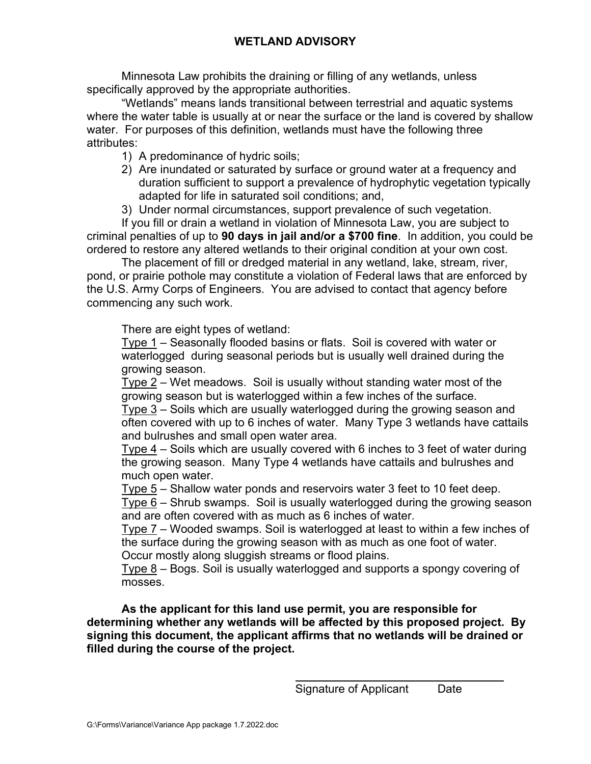# WETLAND ADVISORY

Minnesota Law prohibits the draining or filling of any wetlands, unless specifically approved by the appropriate authorities.

"Wetlands" means lands transitional between terrestrial and aquatic systems where the water table is usually at or near the surface or the land is covered by shallow water. For purposes of this definition, wetlands must have the following three attributes:

1) A predominance of hydric soils;
2) Are inundated or saturated by surface or ground water at a frequency and duration sufficient to support a prevalence of hydrophytic vegetation typically adapted for life in saturated soil conditions; and,
3) Under normal circumstances, support prevalence of such vegetation.

If you fill or drain a wetland in violation of Minnesota Law, you are subject to criminal penalties of up to **90 days in jail and/or a $700 fine**. In addition, you could be ordered to restore any altered wetlands to their original condition at your own cost.

The placement of fill or dredged material in any wetland, lake, stream, river, pond, or prairie pothole may constitute a violation of Federal laws that are enforced by the U.S. Army Corps of Engineers. You are advised to contact that agency before commencing any such work.

There are eight types of wetland:

<u>Type 1</u> – Seasonally flooded basins or flats. Soil is covered with water or waterlogged during seasonal periods but is usually well drained during the growing season.

<u>Type 2</u> – Wet meadows. Soil is usually without standing water most of the growing season but is waterlogged within a few inches of the surface.

<u>Type 3</u> – Soils which are usually waterlogged during the growing season and often covered with up to 6 inches of water. Many Type 3 wetlands have cattails and bulrushes and small open water area.

<u>Type 4</u> – Soils which are usually covered with 6 inches to 3 feet of water during the growing season. Many Type 4 wetlands have cattails and bulrushes and much open water.

<u>Type 5</u> – Shallow water ponds and reservoirs water 3 feet to 10 feet deep.

<u>Type 6</u> – Shrub swamps. Soil is usually waterlogged during the growing season and are often covered with as much as 6 inches of water.

<u>Type 7</u> – Wooded swamps. Soil is waterlogged at least to within a few inches of the surface during the growing season with as much as one foot of water. Occur mostly along sluggish streams or flood plains.

<u>Type 8</u> – Bogs. Soil is usually waterlogged and supports a spongy covering of mosses.

**As the applicant for this land use permit, you are responsible for determining whether any wetlands will be affected by this proposed project. By signing this document, the applicant affirms that no wetlands will be drained or filled during the course of the project.**

\_\_\_\_\_\_\_\_\_\_\_\_\_\_\_\_\_\_\_\_\_\_\_\_\_\_\_\_\_\_\_\_\_\_\_\_
Signature of Applicant Date

G:\Forms\Variance\Variance App package 1.7.2022.doc